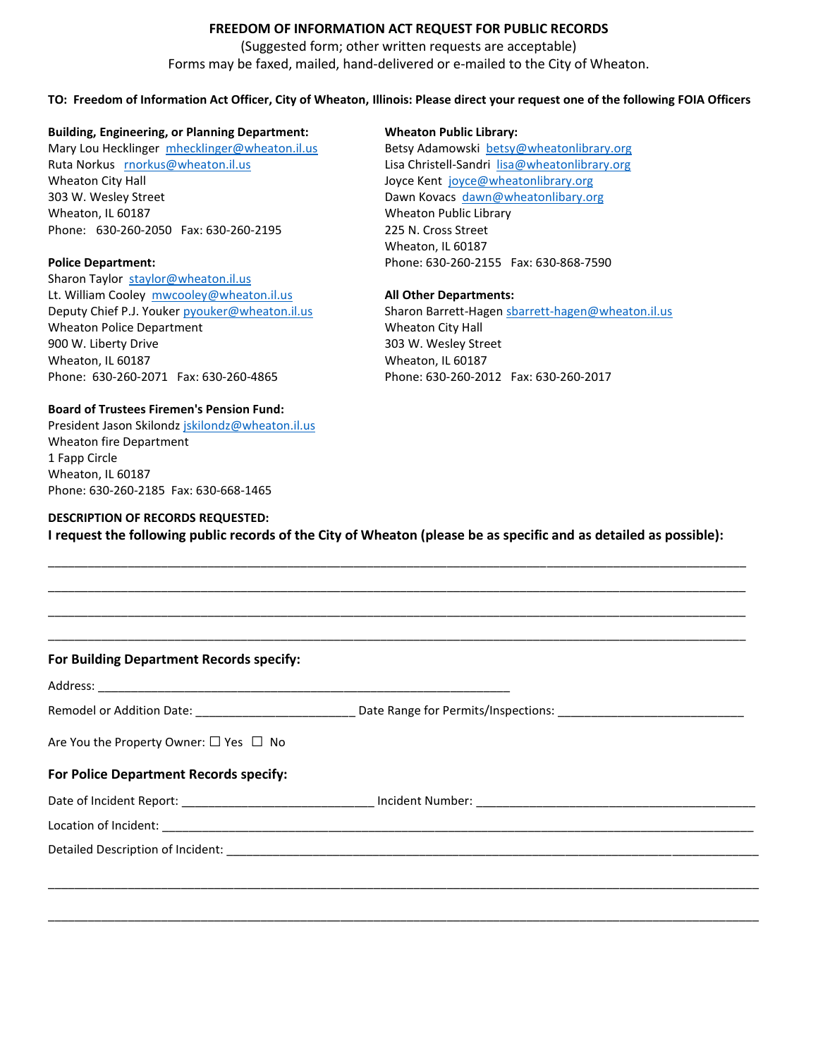# FREEDOM OF INFORMATION ACT REQUEST FOR PUBLIC RECORDS

(Suggested form; other written requests are acceptable)
Forms may be faxed, mailed, hand-delivered or e-mailed to the City of Wheaton.

**TO: Freedom of Information Act Officer, City of Wheaton, Illinois: Please direct your request one of the following FOIA Officers**

**Building, Engineering, or Planning Department:**
Mary Lou Hecklinger mhecklinger@wheaton.il.us
Ruta Norkus rnorkus@wheaton.il.us
Wheaton City Hall
303 W. Wesley Street
Wheaton, IL 60187
Phone: 630-260-2050 Fax: 630-260-2195

**Police Department:**
Sharon Taylor staylor@wheaton.il.us
Lt. William Cooley mwcooley@wheaton.il.us
Deputy Chief P.J. Youker pyouker@wheaton.il.us
Wheaton Police Department
900 W. Liberty Drive
Wheaton, IL 60187
Phone: 630-260-2071 Fax: 630-260-4865

**Board of Trustees Firemen's Pension Fund:**
President Jason Skilondz jskilondz@wheaton.il.us
Wheaton fire Department
1 Fapp Circle
Wheaton, IL 60187
Phone: 630-260-2185 Fax: 630-668-1465

**Wheaton Public Library:**
Betsy Adamowski betsy@wheatonlibrary.org
Lisa Christell-Sandri lisa@wheatonlibrary.org
Joyce Kent joyce@wheatonlibrary.org
Dawn Kovacs dawn@wheatonlibary.org
Wheaton Public Library
225 N. Cross Street
Wheaton, IL 60187
Phone: 630-260-2155 Fax: 630-868-7590

**All Other Departments:**
Sharon Barrett-Hagen sbarrett-hagen@wheaton.il.us
Wheaton City Hall
303 W. Wesley Street
Wheaton, IL 60187
Phone: 630-260-2012 Fax: 630-260-2017

**DESCRIPTION OF RECORDS REQUESTED:**

**I request the following public records of the City of Wheaton (please be as specific and as detailed as possible):**

______________________________________________________________________________

______________________________________________________________________________

______________________________________________________________________________

______________________________________________________________________________

### For Building Department Records specify:

Address: ____________________________________________________

Remodel or Addition Date: ____________________ Date Range for Permits/Inspections: ________________________

Are You the Property Owner: ☐ Yes ☐ No

### For Police Department Records specify:

Date of Incident Report: ________________________ Incident Number: ____________________________________

Location of Incident: ________________________________________________________________________

Detailed Description of Incident: ________________________________________________________________

______________________________________________________________________________

______________________________________________________________________________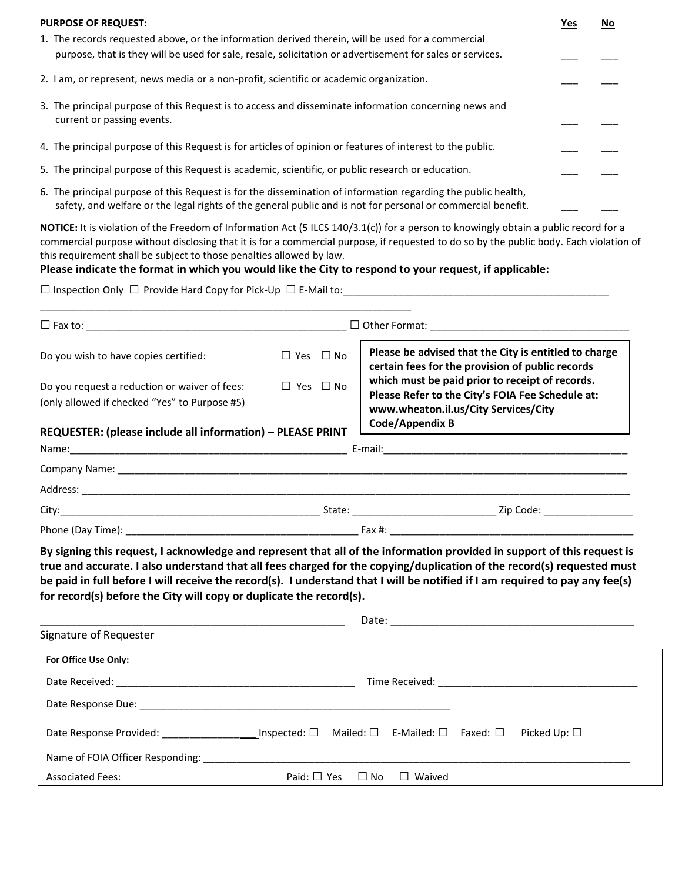**PURPOSE OF REQUEST:**

| | **Yes** | **No** |
|---|---|---|
| 1. The records requested above, or the information derived therein, will be used for a commercial purpose, that is they will be used for sale, resale, solicitation or advertisement for sales or services. | ___ | ___ |
| 2. I am, or represent, news media or a non-profit, scientific or academic organization. | ___ | ___ |
| 3. The principal purpose of this Request is to access and disseminate information concerning news and current or passing events. | ___ | ___ |
| 4. The principal purpose of this Request is for articles of opinion or features of interest to the public. | ___ | ___ |
| 5. The principal purpose of this Request is academic, scientific, or public research or education. | ___ | ___ |
| 6. The principal purpose of this Request is for the dissemination of information regarding the public health, safety, and welfare or the legal rights of the general public and is not for personal or commercial benefit. | ___ | ___ |

**NOTICE:** It is violation of the Freedom of Information Act (5 ILCS 140/3.1(c)) for a person to knowingly obtain a public record for a commercial purpose without disclosing that it is for a commercial purpose, if requested to do so by the public body. Each violation of this requirement shall be subject to those penalties allowed by law.

**Please indicate the format in which you would like the City to respond to your request, if applicable:**

☐ Inspection Only ☐ Provide Hard Copy for Pick-Up ☐ E-Mail to:__________________________________________________

____________________________________________________________________

☐ Fax to: ________________________________________________ ☐ Other Format: ____________________________________

Do you wish to have copies certified: ☐ Yes ☐ No

Do you request a reduction or waiver of fees: ☐ Yes ☐ No
(only allowed if checked "Yes" to Purpose #5)

**Please be advised that the City is entitled to charge certain fees for the provision of public records which must be paid prior to receipt of records. Please Refer to the City's FOIA Fee Schedule at: www.wheaton.il.us/City Services/City Code/Appendix B**

**REQUESTER: (please include all information) – PLEASE PRINT**

Name:___________________________________________________ E-mail:_____________________________________________

Company Name: ___________________________________________________________________________________________

Address: _________________________________________________________________________________________________

City:_______________________________________________ State: __________________________ Zip Code: ________________

Phone (Day Time): ___________________________________________ Fax #: _____________________________________________

**By signing this request, I acknowledge and represent that all of the information provided in support of this request is true and accurate. I also understand that all fees charged for the copying/duplication of the record(s) requested must be paid in full before I will receive the record(s). I understand that I will be notified if I am required to pay any fee(s) for record(s) before the City will copy or duplicate the record(s).**

_____________________________________________________ Date: __________________________________________

Signature of Requester

**For Office Use Only:**

Date Received: ___________________________________________ Time Received: ___________________________________

Date Response Due: _________________________________________________________

Date Response Provided: ________________Inspected: ☐ Mailed: ☐ E-Mailed: ☐ Faxed: ☐ Picked Up: ☐

Name of FOIA Officer Responding: ________________________________________________________________________

Associated Fees: Paid: ☐ Yes ☐ No ☐ Waived